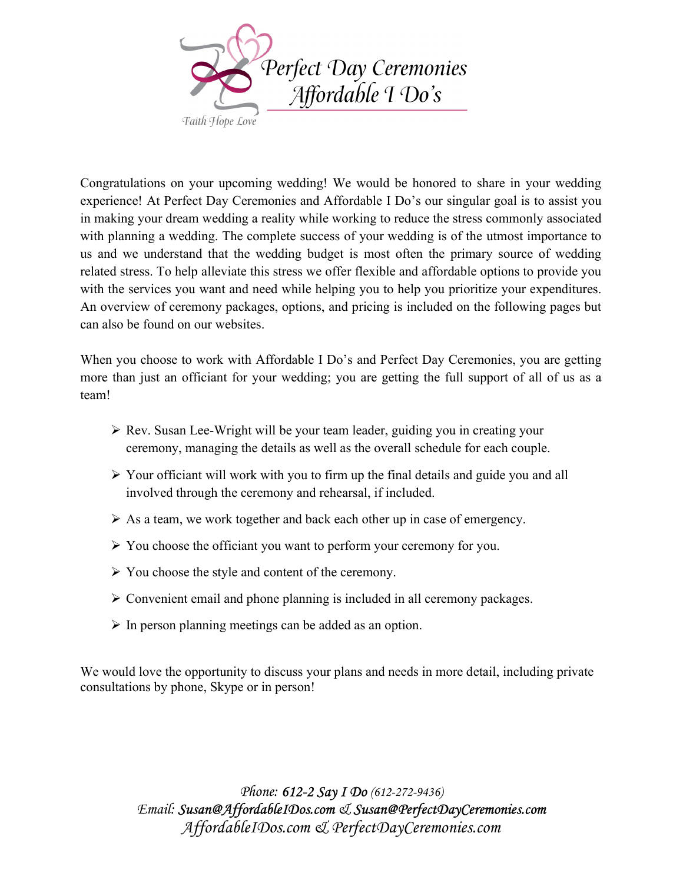# Perfect Day Ceremonies
## Affordable I Do's

*Faith Hope Love*

Congratulations on your upcoming wedding! We would be honored to share in your wedding experience! At Perfect Day Ceremonies and Affordable I Do's our singular goal is to assist you in making your dream wedding a reality while working to reduce the stress commonly associated with planning a wedding. The complete success of your wedding is of the utmost importance to us and we understand that the wedding budget is most often the primary source of wedding related stress. To help alleviate this stress we offer flexible and affordable options to provide you with the services you want and need while helping you to help you prioritize your expenditures. An overview of ceremony packages, options, and pricing is included on the following pages but can also be found on our websites.

When you choose to work with Affordable I Do's and Perfect Day Ceremonies, you are getting more than just an officiant for your wedding; you are getting the full support of all of us as a team!

- Rev. Susan Lee-Wright will be your team leader, guiding you in creating your ceremony, managing the details as well as the overall schedule for each couple.
- Your officiant will work with you to firm up the final details and guide you and all involved through the ceremony and rehearsal, if included.
- As a team, we work together and back each other up in case of emergency.
- You choose the officiant you want to perform your ceremony for you.
- You choose the style and content of the ceremony.
- Convenient email and phone planning is included in all ceremony packages.
- In person planning meetings can be added as an option.

We would love the opportunity to discuss your plans and needs in more detail, including private consultations by phone, Skype or in person!

*Phone:* ***612-2 Say I Do*** *(612-272-9436)*
*Email:* ***Susan@AffordableIDos.com*** *&* ***Susan@PerfectDayCeremonies.com***
*AffordableIDos.com & PerfectDayCeremonies.com*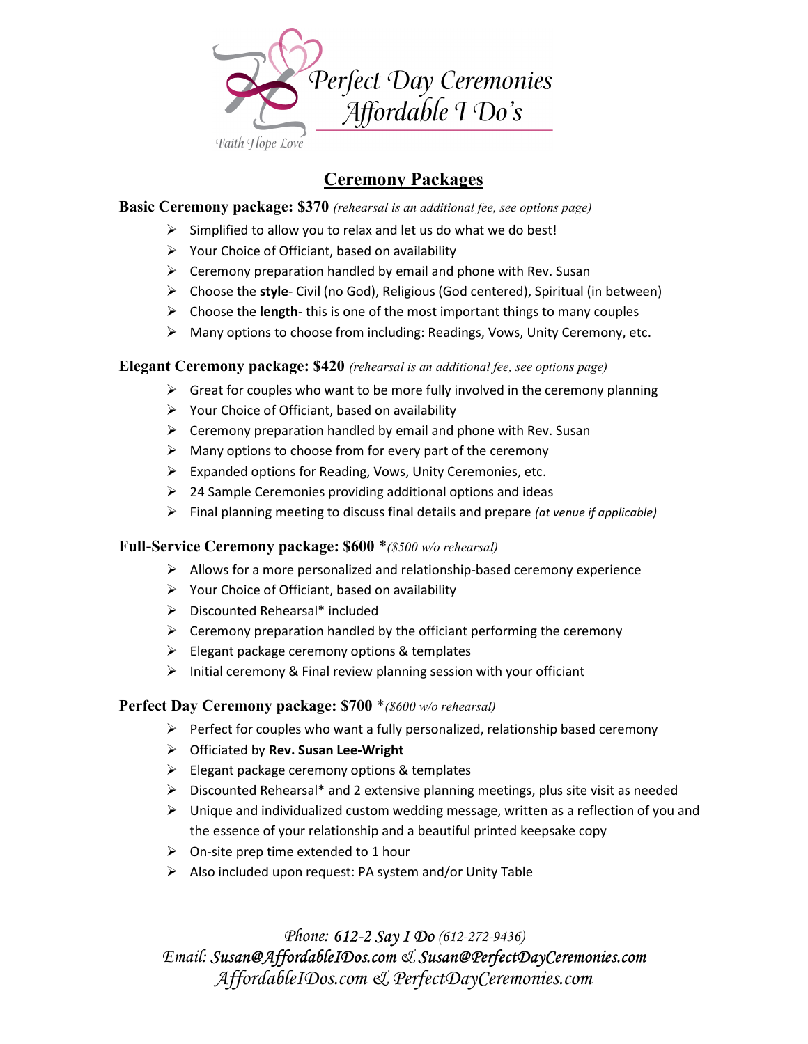Perfect Day Ceremonies
Affordable I Do's

Faith Hope Love

## Ceremony Packages

**Basic Ceremony package: $370** *(rehearsal is an additional fee, see options page)*

- Simplified to allow you to relax and let us do what we do best!
- Your Choice of Officiant, based on availability
- Ceremony preparation handled by email and phone with Rev. Susan
- Choose the **style**- Civil (no God), Religious (God centered), Spiritual (in between)
- Choose the **length**- this is one of the most important things to many couples
- Many options to choose from including: Readings, Vows, Unity Ceremony, etc.

**Elegant Ceremony package: $420** *(rehearsal is an additional fee, see options page)*

- Great for couples who want to be more fully involved in the ceremony planning
- Your Choice of Officiant, based on availability
- Ceremony preparation handled by email and phone with Rev. Susan
- Many options to choose from for every part of the ceremony
- Expanded options for Reading, Vows, Unity Ceremonies, etc.
- 24 Sample Ceremonies providing additional options and ideas
- Final planning meeting to discuss final details and prepare *(at venue if applicable)*

**Full-Service Ceremony package: $600** *\*($500 w/o rehearsal)*

- Allows for a more personalized and relationship-based ceremony experience
- Your Choice of Officiant, based on availability
- Discounted Rehearsal* included
- Ceremony preparation handled by the officiant performing the ceremony
- Elegant package ceremony options & templates
- Initial ceremony & Final review planning session with your officiant

**Perfect Day Ceremony package: $700** *\*($600 w/o rehearsal)*

- Perfect for couples who want a fully personalized, relationship based ceremony
- Officiated by **Rev. Susan Lee-Wright**
- Elegant package ceremony options & templates
- Discounted Rehearsal* and 2 extensive planning meetings, plus site visit as needed
- Unique and individualized custom wedding message, written as a reflection of you and the essence of your relationship and a beautiful printed keepsake copy
- On-site prep time extended to 1 hour
- Also included upon request: PA system and/or Unity Table

*Phone: 612-2 Say I Do (612-272-9436)*
*Email: Susan@AffordableIDos.com & Susan@PerfectDayCeremonies.com*
*AffordableIDos.com & PerfectDayCeremonies.com*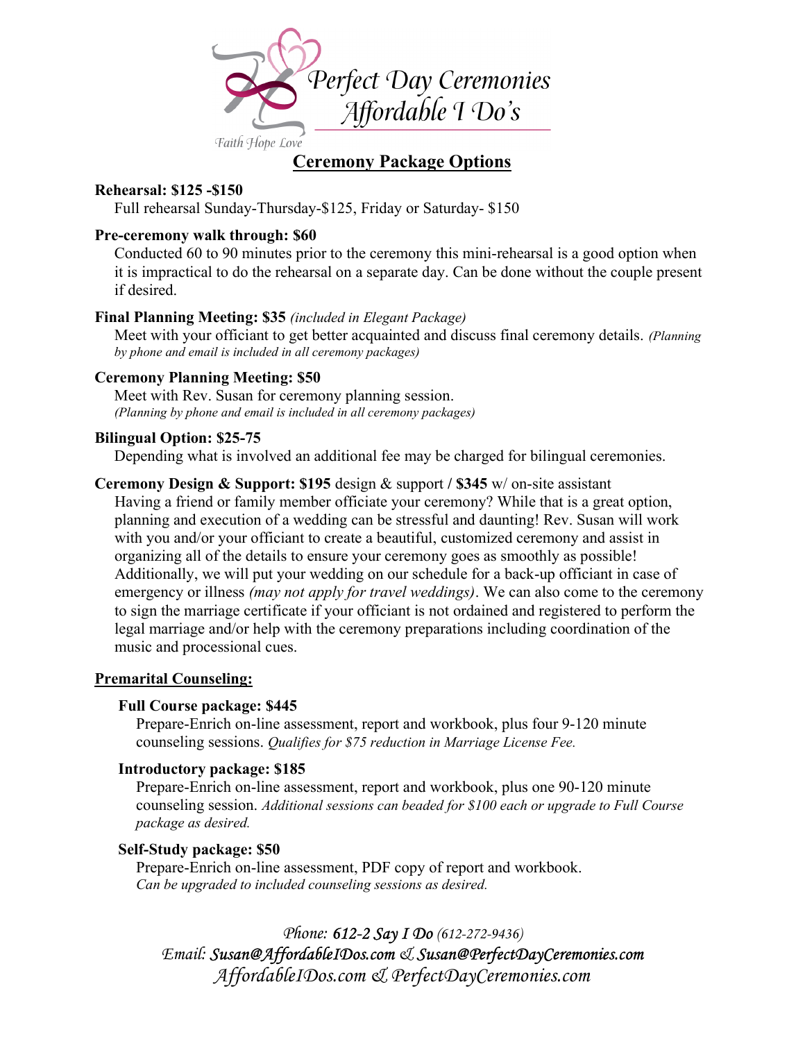Perfect Day Ceremonies
Affordable I Do's

Faith Hope Love

## Ceremony Package Options

**Rehearsal: $125 -$150**

Full rehearsal Sunday-Thursday-$125, Friday or Saturday- $150

**Pre-ceremony walk through: $60**

Conducted 60 to 90 minutes prior to the ceremony this mini-rehearsal is a good option when it is impractical to do the rehearsal on a separate day. Can be done without the couple present if desired.

**Final Planning Meeting: $35** *(included in Elegant Package)*

Meet with your officiant to get better acquainted and discuss final ceremony details. *(Planning by phone and email is included in all ceremony packages)*

**Ceremony Planning Meeting: $50**

Meet with Rev. Susan for ceremony planning session.
*(Planning by phone and email is included in all ceremony packages)*

**Bilingual Option: $25-75**

Depending what is involved an additional fee may be charged for bilingual ceremonies.

**Ceremony Design & Support: $195** design & support **/ $345** w/ on-site assistant

Having a friend or family member officiate your ceremony? While that is a great option, planning and execution of a wedding can be stressful and daunting! Rev. Susan will work with you and/or your officiant to create a beautiful, customized ceremony and assist in organizing all of the details to ensure your ceremony goes as smoothly as possible! Additionally, we will put your wedding on our schedule for a back-up officiant in case of emergency or illness *(may not apply for travel weddings)*. We can also come to the ceremony to sign the marriage certificate if your officiant is not ordained and registered to perform the legal marriage and/or help with the ceremony preparations including coordination of the music and processional cues.

**Premarital Counseling:**

**Full Course package: $445**

Prepare-Enrich on-line assessment, report and workbook, plus four 9-120 minute counseling sessions. *Qualifies for $75 reduction in Marriage License Fee.*

**Introductory package: $185**

Prepare-Enrich on-line assessment, report and workbook, plus one 90-120 minute counseling session. *Additional sessions can beaded for $100 each or upgrade to Full Course package as desired.*

**Self-Study package: $50**

Prepare-Enrich on-line assessment, PDF copy of report and workbook.
*Can be upgraded to included counseling sessions as desired.*

*Phone: 612-2 Say I Do (612-272-9436)*
*Email: Susan@AffordableIDos.com & Susan@PerfectDayCeremonies.com*
*AffordableIDos.com & PerfectDayCeremonies.com*